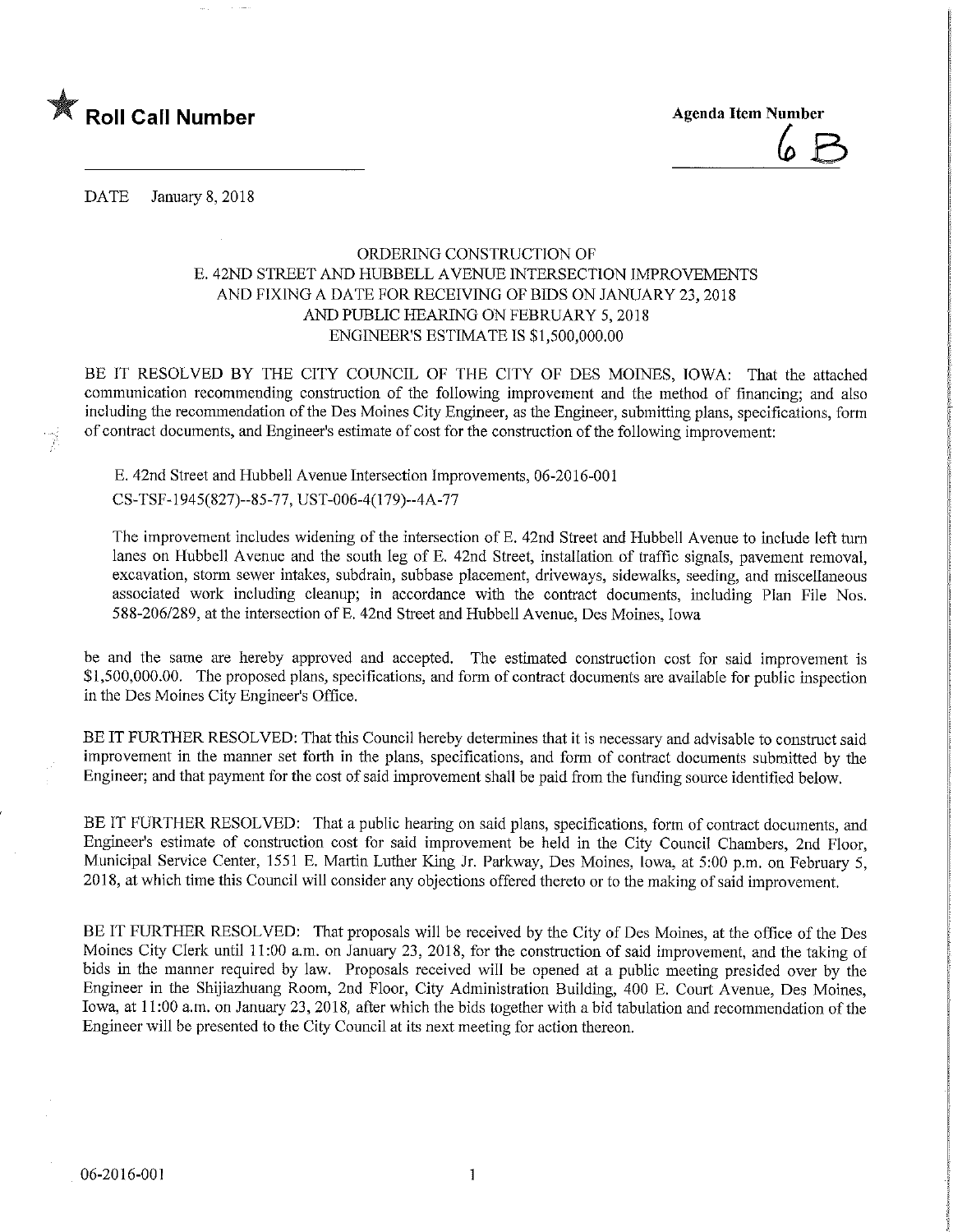★ **Roll Call Number**

**Agenda Item Number**

6 B

DATE January 8, 2018

ORDERING CONSTRUCTION OF
E. 42ND STREET AND HUBBELL AVENUE INTERSECTION IMPROVEMENTS
AND FIXING A DATE FOR RECEIVING OF BIDS ON JANUARY 23, 2018
AND PUBLIC HEARING ON FEBRUARY 5, 2018
ENGINEER'S ESTIMATE IS $1,500,000.00

BE IT RESOLVED BY THE CITY COUNCIL OF THE CITY OF DES MOINES, IOWA: That the attached communication recommending construction of the following improvement and the method of financing; and also including the recommendation of the Des Moines City Engineer, as the Engineer, submitting plans, specifications, form of contract documents, and Engineer's estimate of cost for the construction of the following improvement:

E. 42nd Street and Hubbell Avenue Intersection Improvements, 06-2016-001
CS-TSF-1945(827)--85-77, UST-006-4(179)--4A-77

The improvement includes widening of the intersection of E. 42nd Street and Hubbell Avenue to include left turn lanes on Hubbell Avenue and the south leg of E. 42nd Street, installation of traffic signals, pavement removal, excavation, storm sewer intakes, subdrain, subbase placement, driveways, sidewalks, seeding, and miscellaneous associated work including cleanup; in accordance with the contract documents, including Plan File Nos. 588-206/289, at the intersection of E. 42nd Street and Hubbell Avenue, Des Moines, Iowa

be and the same are hereby approved and accepted. The estimated construction cost for said improvement is $1,500,000.00. The proposed plans, specifications, and form of contract documents are available for public inspection in the Des Moines City Engineer's Office.

BE IT FURTHER RESOLVED: That this Council hereby determines that it is necessary and advisable to construct said improvement in the manner set forth in the plans, specifications, and form of contract documents submitted by the Engineer; and that payment for the cost of said improvement shall be paid from the funding source identified below.

BE IT FURTHER RESOLVED: That a public hearing on said plans, specifications, form of contract documents, and Engineer's estimate of construction cost for said improvement be held in the City Council Chambers, 2nd Floor, Municipal Service Center, 1551 E. Martin Luther King Jr. Parkway, Des Moines, Iowa, at 5:00 p.m. on February 5, 2018, at which time this Council will consider any objections offered thereto or to the making of said improvement.

BE IT FURTHER RESOLVED: That proposals will be received by the City of Des Moines, at the office of the Des Moines City Clerk until 11:00 a.m. on January 23, 2018, for the construction of said improvement, and the taking of bids in the manner required by law. Proposals received will be opened at a public meeting presided over by the Engineer in the Shijiazhuang Room, 2nd Floor, City Administration Building, 400 E. Court Avenue, Des Moines, Iowa, at 11:00 a.m. on January 23, 2018, after which the bids together with a bid tabulation and recommendation of the Engineer will be presented to the City Council at its next meeting for action thereon.

06-2016-001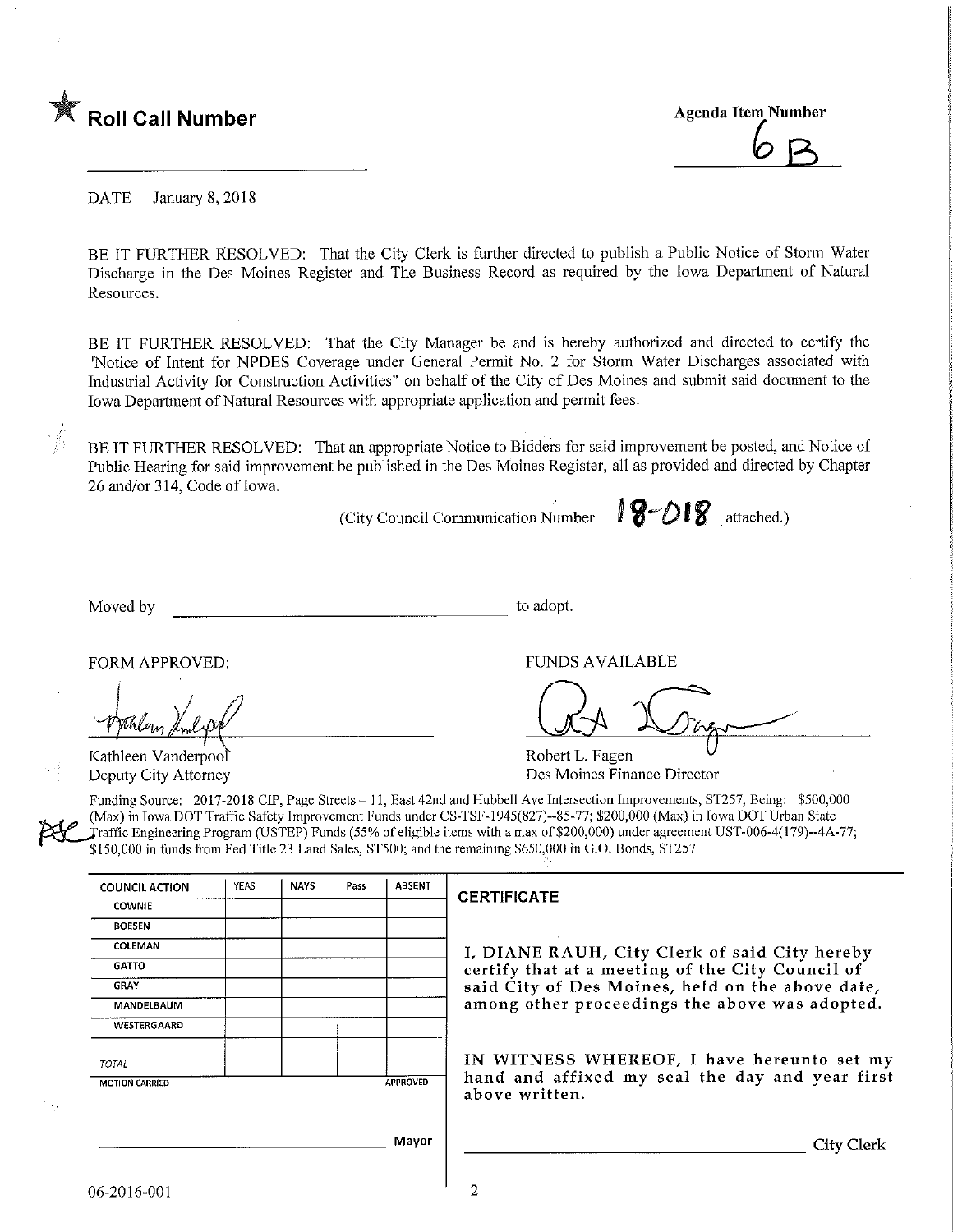★ **Roll Call Number**

Agenda Item Number

6B

DATE January 8, 2018

BE IT FURTHER RESOLVED: That the City Clerk is further directed to publish a Public Notice of Storm Water Discharge in the Des Moines Register and The Business Record as required by the Iowa Department of Natural Resources.

BE IT FURTHER RESOLVED: That the City Manager be and is hereby authorized and directed to certify the "Notice of Intent for NPDES Coverage under General Permit No. 2 for Storm Water Discharges associated with Industrial Activity for Construction Activities" on behalf of the City of Des Moines and submit said document to the Iowa Department of Natural Resources with appropriate application and permit fees.

BE IT FURTHER RESOLVED: That an appropriate Notice to Bidders for said improvement be posted, and Notice of Public Hearing for said improvement be published in the Des Moines Register, all as provided and directed by Chapter 26 and/or 314, Code of Iowa.

(City Council Communication Number 18-018 attached.)

Moved by \_\_\_\_\_\_\_\_\_\_\_\_\_\_\_\_\_\_\_\_\_\_\_\_\_\_\_\_ to adopt.

FORM APPROVED:

Kathleen Vanderpool
Deputy City Attorney

FUNDS AVAILABLE

Robert L. Fagen
Des Moines Finance Director

Funding Source: 2017-2018 CIP, Page Streets – 11, East 42nd and Hubbell Ave Intersection Improvements, ST257, Being: $500,000 (Max) in Iowa DOT Traffic Safety Improvement Funds under CS-TSF-1945(827)--85-77; $200,000 (Max) in Iowa DOT Urban State Traffic Engineering Program (USTEP) Funds (55% of eligible items with a max of $200,000) under agreement UST-006-4(179)--4A-77; $150,000 in funds from Fed Title 23 Land Sales, ST500; and the remaining $650,000 in G.O. Bonds, ST257

| COUNCIL ACTION | YEAS | NAYS | Pass | ABSENT |
|---|---|---|---|---|
| COWNIE | | | | |
| BOESEN | | | | |
| COLEMAN | | | | |
| GATTO | | | | |
| GRAY | | | | |
| MANDELBAUM | | | | |
| WESTERGAARD | | | | |
| TOTAL | | | | |
| MOTION CARRIED | | | | APPROVED |

\_\_\_\_\_\_\_\_\_\_\_\_\_\_\_\_\_\_\_\_\_\_\_\_\_\_\_\_ Mayor

**CERTIFICATE**

I, DIANE RAUH, City Clerk of said City hereby certify that at a meeting of the City Council of said City of Des Moines, held on the above date, among other proceedings the above was adopted.

IN WITNESS WHEREOF, I have hereunto set my hand and affixed my seal the day and year first above written.

\_\_\_\_\_\_\_\_\_\_\_\_\_\_\_\_\_\_\_\_\_\_\_\_\_\_\_\_ City Clerk

06-2016-001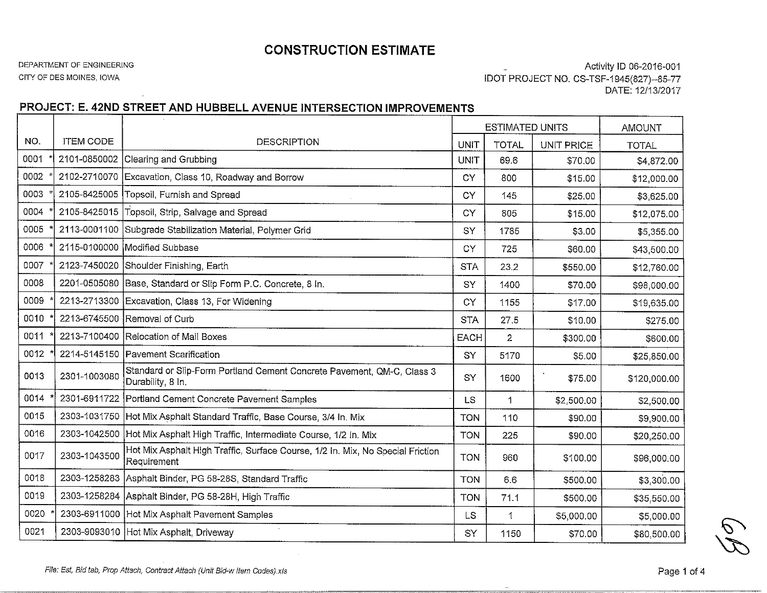# CONSTRUCTION ESTIMATE

DEPARTMENT OF ENGINEERING
CITY OF DES MOINES, IOWA

Activity ID 06-2016-001
IDOT PROJECT NO. CS-TSF-1945(827)--85-77
DATE: 12/13/2017

## PROJECT: E. 42ND STREET AND HUBBELL AVENUE INTERSECTION IMPROVEMENTS

| NO. | ITEM CODE | DESCRIPTION | ESTIMATED UNITS | | | AMOUNT |
|---|---|---|---|---|---|---|
| | | | UNIT | TOTAL | UNIT PRICE | TOTAL |
| 0001 * | 2101-0850002 | Clearing and Grubbing | UNIT | 69.6 | $70.00 | $4,872.00 |
| 0002 * | 2102-2710070 | Excavation, Class 10, Roadway and Borrow | CY | 800 | $15.00 | $12,000.00 |
| 0003 * | 2105-8425005 | Topsoil, Furnish and Spread | CY | 145 | $25.00 | $3,625.00 |
| 0004 * | 2105-8425015 | Topsoil, Strip, Salvage and Spread | CY | 805 | $15.00 | $12,075.00 |
| 0005 * | 2113-0001100 | Subgrade Stabilization Material, Polymer Grid | SY | 1785 | $3.00 | $5,355.00 |
| 0006 * | 2115-0100000 | Modified Subbase | CY | 725 | $60.00 | $43,500.00 |
| 0007 * | 2123-7450020 | Shoulder Finishing, Earth | STA | 23.2 | $550.00 | $12,760.00 |
| 0008 | 2201-0505080 | Base, Standard or Slip Form P.C. Concrete, 8 In. | SY | 1400 | $70.00 | $98,000.00 |
| 0009 * | 2213-2713300 | Excavation, Class 13, For Widening | CY | 1155 | $17.00 | $19,635.00 |
| 0010 * | 2213-6745500 | Removal of Curb | STA | 27.5 | $10.00 | $275.00 |
| 0011 * | 2213-7100400 | Relocation of Mail Boxes | EACH | 2 | $300.00 | $600.00 |
| 0012 * | 2214-5145150 | Pavement Scarification | SY | 5170 | $5.00 | $25,850.00 |
| 0013 | 2301-1003080 | Standard or Slip-Form Portland Cement Concrete Pavement, QM-C, Class 3 Durability, 8 In. | SY | 1600 | $75.00 | $120,000.00 |
| 0014 * | 2301-6911722 | Portland Cement Concrete Pavement Samples | LS | 1 | $2,500.00 | $2,500.00 |
| 0015 | 2303-1031750 | Hot Mix Asphalt Standard Traffic, Base Course, 3/4 In. Mix | TON | 110 | $90.00 | $9,900.00 |
| 0016 | 2303-1042500 | Hot Mix Asphalt High Traffic, Intermediate Course, 1/2 In. Mix | TON | 225 | $90.00 | $20,250.00 |
| 0017 | 2303-1043500 | Hot Mix Asphalt High Traffic, Surface Course, 1/2 In. Mix, No Special Friction Requirement | TON | 960 | $100.00 | $96,000.00 |
| 0018 | 2303-1258283 | Asphalt Binder, PG 58-28S, Standard Traffic | TON | 6.6 | $500.00 | $3,300.00 |
| 0019 | 2303-1258284 | Asphalt Binder, PG 58-28H, High Traffic | TON | 71.1 | $500.00 | $35,550.00 |
| 0020 * | 2303-6911000 | Hot Mix Asphalt Pavement Samples | LS | 1 | $5,000.00 | $5,000.00 |
| 0021 | 2303-9093010 | Hot Mix Asphalt, Driveway | SY | 1150 | $70.00 | $80,500.00 |

*File: Est, Bid tab, Prop Attach, Contract Attach (Unit Bid-w Item Codes).xls*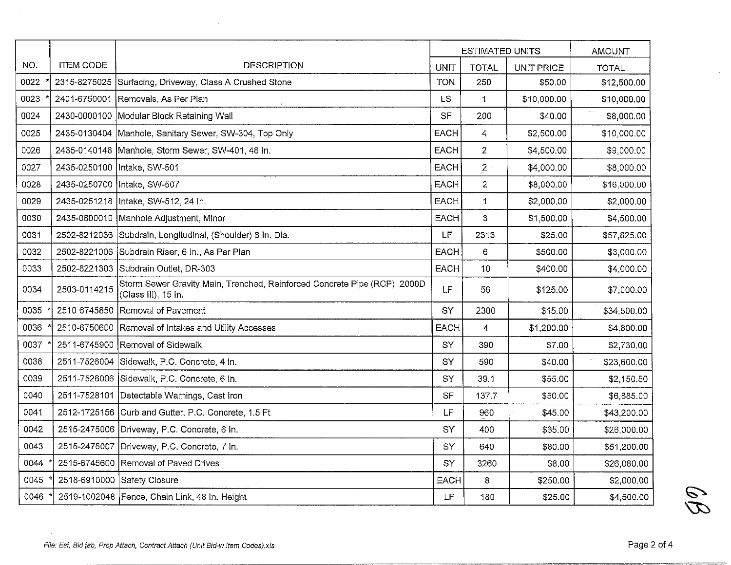| NO. | ITEM CODE | DESCRIPTION | ESTIMATED UNITS | | | AMOUNT |
|---|---|---|---|---|---|---|
| | | | UNIT | TOTAL | UNIT PRICE | TOTAL |
| 0022 * | 2315-8275025 | Surfacing, Driveway, Class A Crushed Stone | TON | 250 | $50.00 | $12,500.00 |
| 0023 * | 2401-6750001 | Removals, As Per Plan | LS | 1 | $10,000.00 | $10,000.00 |
| 0024 | 2430-0000100 | Modular Block Retaining Wall | SF | 200 | $40.00 | $8,000.00 |
| 0025 | 2435-0130404 | Manhole, Sanitary Sewer, SW-304, Top Only | EACH | 4 | $2,500.00 | $10,000.00 |
| 0026 | 2435-0140148 | Manhole, Storm Sewer, SW-401, 48 In. | EACH | 2 | $4,500.00 | $9,000.00 |
| 0027 | 2435-0250100 | Intake, SW-501 | EACH | 2 | $4,000.00 | $8,000.00 |
| 0028 | 2435-0250700 | Intake, SW-507 | EACH | 2 | $8,000.00 | $16,000.00 |
| 0029 | 2435-0251218 | Intake, SW-512, 24 In. | EACH | 1 | $2,000.00 | $2,000.00 |
| 0030 | 2435-0600010 | Manhole Adjustment, Minor | EACH | 3 | $1,500.00 | $4,500.00 |
| 0031 | 2502-8212036 | Subdrain, Longitudinal, (Shoulder) 6 In. Dia. | LF | 2313 | $25.00 | $57,825.00 |
| 0032 | 2502-8221006 | Subdrain Riser, 6 In., As Per Plan | EACH | 6 | $500.00 | $3,000.00 |
| 0033 | 2502-8221303 | Subdrain Outlet, DR-303 | EACH | 10 | $400.00 | $4,000.00 |
| 0034 | 2503-0114215 | Storm Sewer Gravity Main, Trenched, Reinforced Concrete Pipe (RCP), 2000D (Class III), 15 In. | LF | 56 | $125.00 | $7,000.00 |
| 0035 * | 2510-6745850 | Removal of Pavement | SY | 2300 | $15.00 | $34,500.00 |
| 0036 * | 2510-6750600 | Removal of Intakes and Utility Accesses | EACH | 4 | $1,200.00 | $4,800.00 |
| 0037 * | 2511-6745900 | Removal of Sidewalk | SY | 390 | $7.00 | $2,730.00 |
| 0038 | 2511-7526004 | Sidewalk, P.C. Concrete, 4 In. | SY | 590 | $40.00 | $23,600.00 |
| 0039 | 2511-7526006 | Sidewalk, P.C. Concrete, 6 In. | SY | 39.1 | $55.00 | $2,150.50 |
| 0040 | 2511-7528101 | Detectable Warnings, Cast Iron | SF | 137.7 | $50.00 | $6,885.00 |
| 0041 | 2512-1725156 | Curb and Gutter, P.C. Concrete, 1.5 Ft | LF | 960 | $45.00 | $43,200.00 |
| 0042 | 2515-2475006 | Driveway, P.C. Concrete, 6 In. | SY | 400 | $65.00 | $26,000.00 |
| 0043 | 2515-2475007 | Driveway, P.C. Concrete, 7 In. | SY | 640 | $80.00 | $51,200.00 |
| 0044 * | 2515-6745600 | Removal of Paved Drives | SY | 3260 | $8.00 | $26,080.00 |
| 0045 * | 2518-6910000 | Safety Closure | EACH | 8 | $250.00 | $2,000.00 |
| 0046 * | 2519-1002048 | Fence, Chain Link, 48 In. Height | LF | 180 | $25.00 | $4,500.00 |

File: Est, Bid tab, Prop Attach, Contract Attach (Unit Bid-w Item Codes).xls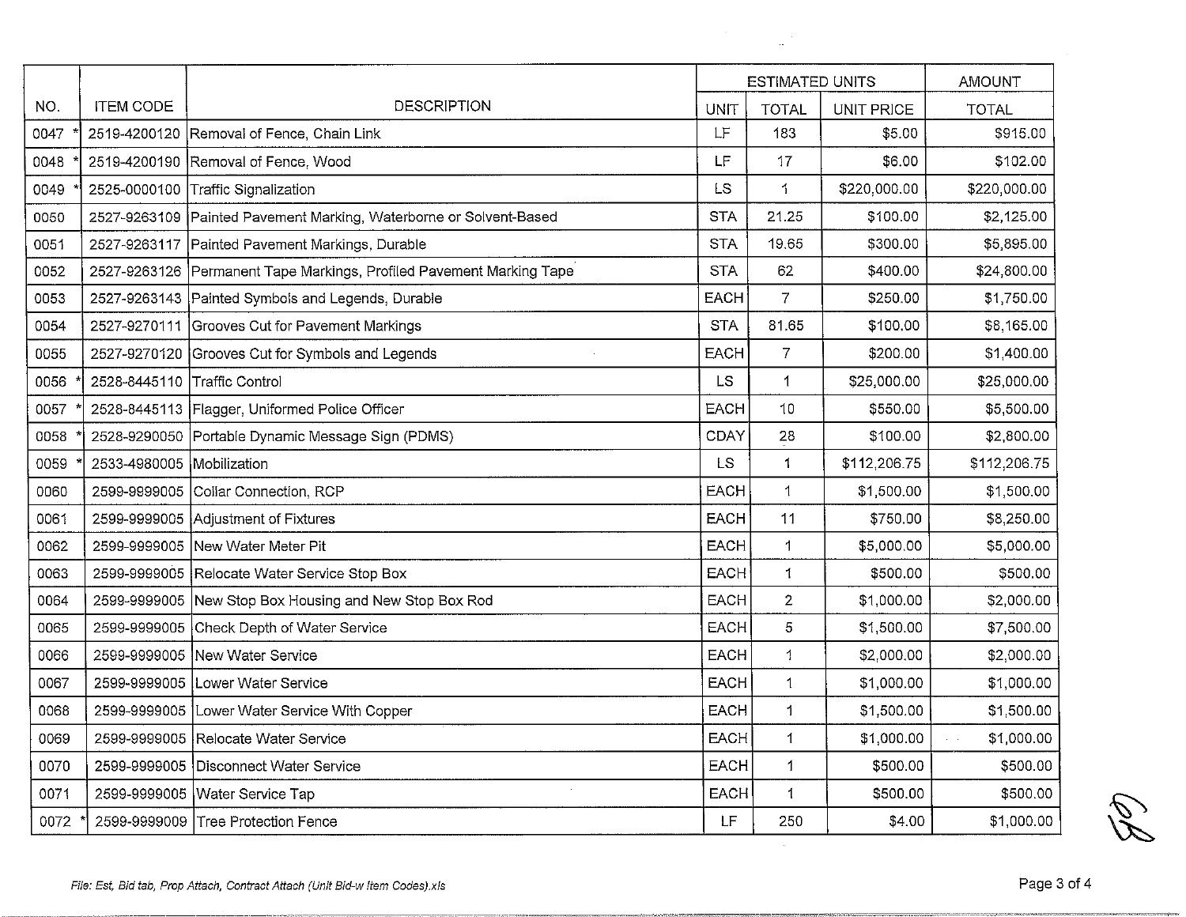| NO. | ITEM CODE | DESCRIPTION | ESTIMATED UNITS | | | AMOUNT |
|---|---|---|---|---|---|---|
| | | | UNIT | TOTAL | UNIT PRICE | TOTAL |
| 0047 * | 2519-4200120 | Removal of Fence, Chain Link | LF | 183 | $5.00 | $915.00 |
| 0048 * | 2519-4200190 | Removal of Fence, Wood | LF | 17 | $6.00 | $102.00 |
| 0049 * | 2525-0000100 | Traffic Signalization | LS | 1 | $220,000.00 | $220,000.00 |
| 0050 | 2527-9263109 | Painted Pavement Marking, Waterborne or Solvent-Based | STA | 21.25 | $100.00 | $2,125.00 |
| 0051 | 2527-9263117 | Painted Pavement Markings, Durable | STA | 19.65 | $300.00 | $5,895.00 |
| 0052 | 2527-9263126 | Permanent Tape Markings, Profiled Pavement Marking Tape | STA | 62 | $400.00 | $24,800.00 |
| 0053 | 2527-9263143 | Painted Symbols and Legends, Durable | EACH | 7 | $250.00 | $1,750.00 |
| 0054 | 2527-9270111 | Grooves Cut for Pavement Markings | STA | 81.65 | $100.00 | $8,165.00 |
| 0055 | 2527-9270120 | Grooves Cut for Symbols and Legends | EACH | 7 | $200.00 | $1,400.00 |
| 0056 * | 2528-8445110 | Traffic Control | LS | 1 | $25,000.00 | $25,000.00 |
| 0057 * | 2528-8445113 | Flagger, Uniformed Police Officer | EACH | 10 | $550.00 | $5,500.00 |
| 0058 * | 2528-9290050 | Portable Dynamic Message Sign (PDMS) | CDAY | 28 | $100.00 | $2,800.00 |
| 0059 * | 2533-4980005 | Mobilization | LS | 1 | $112,206.75 | $112,206.75 |
| 0060 | 2599-9999005 | Collar Connection, RCP | EACH | 1 | $1,500.00 | $1,500.00 |
| 0061 | 2599-9999005 | Adjustment of Fixtures | EACH | 11 | $750.00 | $8,250.00 |
| 0062 | 2599-9999005 | New Water Meter Pit | EACH | 1 | $5,000.00 | $5,000.00 |
| 0063 | 2599-9999005 | Relocate Water Service Stop Box | EACH | 1 | $500.00 | $500.00 |
| 0064 | 2599-9999005 | New Stop Box Housing and New Stop Box Rod | EACH | 2 | $1,000.00 | $2,000.00 |
| 0065 | 2599-9999005 | Check Depth of Water Service | EACH | 5 | $1,500.00 | $7,500.00 |
| 0066 | 2599-9999005 | New Water Service | EACH | 1 | $2,000.00 | $2,000.00 |
| 0067 | 2599-9999005 | Lower Water Service | EACH | 1 | $1,000.00 | $1,000.00 |
| 0068 | 2599-9999005 | Lower Water Service With Copper | EACH | 1 | $1,500.00 | $1,500.00 |
| 0069 | 2599-9999005 | Relocate Water Service | EACH | 1 | $1,000.00 | $1,000.00 |
| 0070 | 2599-9999005 | Disconnect Water Service | EACH | 1 | $500.00 | $500.00 |
| 0071 | 2599-9999005 | Water Service Tap | EACH | 1 | $500.00 | $500.00 |
| 0072 * | 2599-9999009 | Tree Protection Fence | LF | 250 | $4.00 | $1,000.00 |

*File: Est, Bid tab, Prop Attach, Contract Attach (Unit Bid-w Item Codes).xls*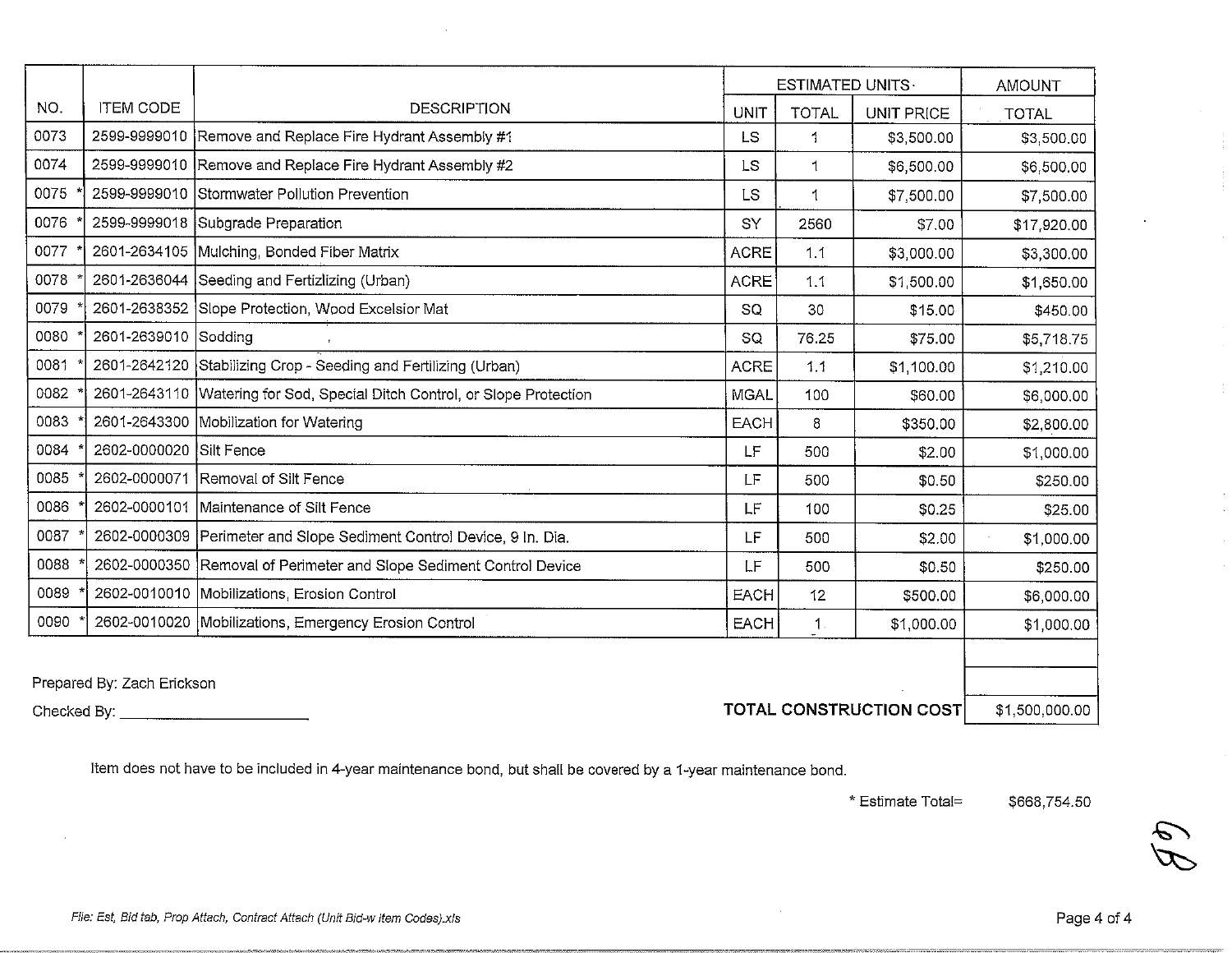| NO. | ITEM CODE | DESCRIPTION | ESTIMATED UNITS | | | AMOUNT |
|---|---|---|---|---|---|---|
| | | | UNIT | TOTAL | UNIT PRICE | TOTAL |
| 0073 | 2599-9999010 | Remove and Replace Fire Hydrant Assembly #1 | LS | 1 | $3,500.00 | $3,500.00 |
| 0074 | 2599-9999010 | Remove and Replace Fire Hydrant Assembly #2 | LS | 1 | $6,500.00 | $6,500.00 |
| 0075 * | 2599-9999010 | Stormwater Pollution Prevention | LS | 1 | $7,500.00 | $7,500.00 |
| 0076 * | 2599-9999018 | Subgrade Preparation | SY | 2560 | $7.00 | $17,920.00 |
| 0077 * | 2601-2634105 | Mulching, Bonded Fiber Matrix | ACRE | 1.1 | $3,000.00 | $3,300.00 |
| 0078 * | 2601-2636044 | Seeding and Fertizlizing (Urban) | ACRE | 1.1 | $1,500.00 | $1,650.00 |
| 0079 * | 2601-2638352 | Slope Protection, Wood Excelsior Mat | SQ | 30 | $15.00 | $450.00 |
| 0080 * | 2601-2639010 | Sodding | SQ | 76.25 | $75.00 | $5,718.75 |
| 0081 * | 2601-2642120 | Stabilizing Crop - Seeding and Fertilizing (Urban) | ACRE | 1.1 | $1,100.00 | $1,210.00 |
| 0082 * | 2601-2643110 | Watering for Sod, Special Ditch Control, or Slope Protection | MGAL | 100 | $60.00 | $6,000.00 |
| 0083 * | 2601-2643300 | Mobilization for Watering | EACH | 8 | $350.00 | $2,800.00 |
| 0084 * | 2602-0000020 | Silt Fence | LF | 500 | $2.00 | $1,000.00 |
| 0085 * | 2602-0000071 | Removal of Silt Fence | LF | 500 | $0.50 | $250.00 |
| 0086 * | 2602-0000101 | Maintenance of Silt Fence | LF | 100 | $0.25 | $25.00 |
| 0087 * | 2602-0000309 | Perimeter and Slope Sediment Control Device, 9 In. Dia. | LF | 500 | $2.00 | $1,000.00 |
| 0088 * | 2602-0000350 | Removal of Perimeter and Slope Sediment Control Device | LF | 500 | $0.50 | $250.00 |
| 0089 * | 2602-0010010 | Mobilizations, Erosion Control | EACH | 12 | $500.00 | $6,000.00 |
| 0090 * | 2602-0010020 | Mobilizations, Emergency Erosion Control | EACH | 1 | $1,000.00 | $1,000.00 |

Prepared By: Zach Erickson

Checked By: ____________________

**TOTAL CONSTRUCTION COST** $1,500,000.00

Item does not have to be included in 4-year maintenance bond, but shall be covered by a 1-year maintenance bond.

* Estimate Total= $668,754.50

File: Est, Bid tab, Prop Attach, Contract Attach (Unit Bid-w Item Codes).xls